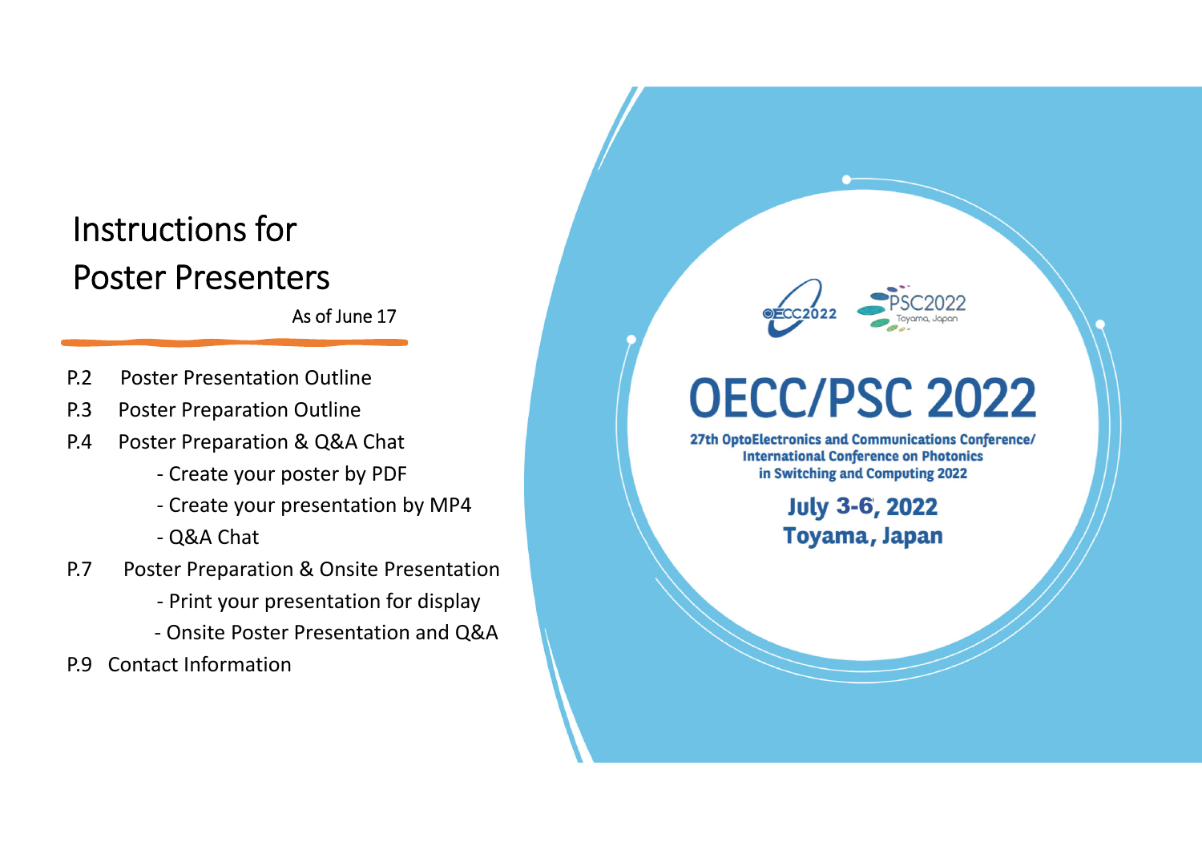# Instructions for Poster Presenters

As of June 17

- P.2 Poster Presentation Outline
- P.3 Poster Preparation Outline
- P.4 Poster Preparation & Q&A Chat
  - Create your poster by PDF
  - Create your presentation by MP4
  - Q&A Chat
- P.7 Poster Preparation & Onsite Presentation
  - Print your presentation for display
  - Onsite Poster Presentation and Q&A
- P.9 Contact Information

OECC2022 PSC2022 Toyama, Japan

# OECC/PSC 2022

**27th OptoElectronics and Communications Conference/ International Conference on Photonics in Switching and Computing 2022**

**July 3-6, 2022**
**Toyama, Japan**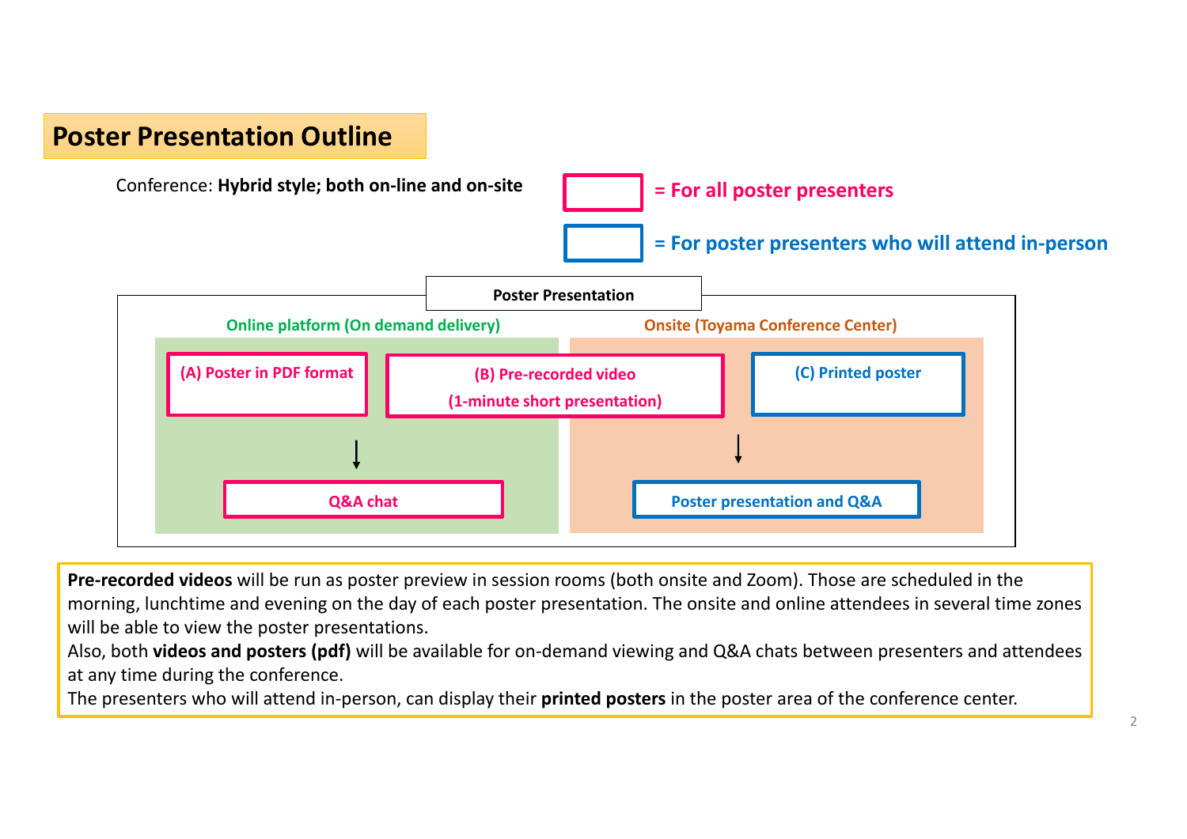# Poster Presentation Outline

Conference: **Hybrid style; both on-line and on-site**

= For all poster presenters

= For poster presenters who will attend in-person

**Poster Presentation**

**Online platform (On demand delivery)**

- **(A) Poster in PDF format**
- **(B) Pre-recorded video (1-minute short presentation)**
- → **Q&A chat**

**Onsite (Toyama Conference Center)**

- **(C) Printed poster**
- → **Poster presentation and Q&A**

**Pre-recorded videos** will be run as poster preview in session rooms (both onsite and Zoom). Those are scheduled in the morning, lunchtime and evening on the day of each poster presentation. The onsite and online attendees in several time zones will be able to view the poster presentations.
Also, both **videos and posters (pdf)** will be available for on-demand viewing and Q&A chats between presenters and attendees at any time during the conference.
The presenters who will attend in-person, can display their **printed posters** in the poster area of the conference center.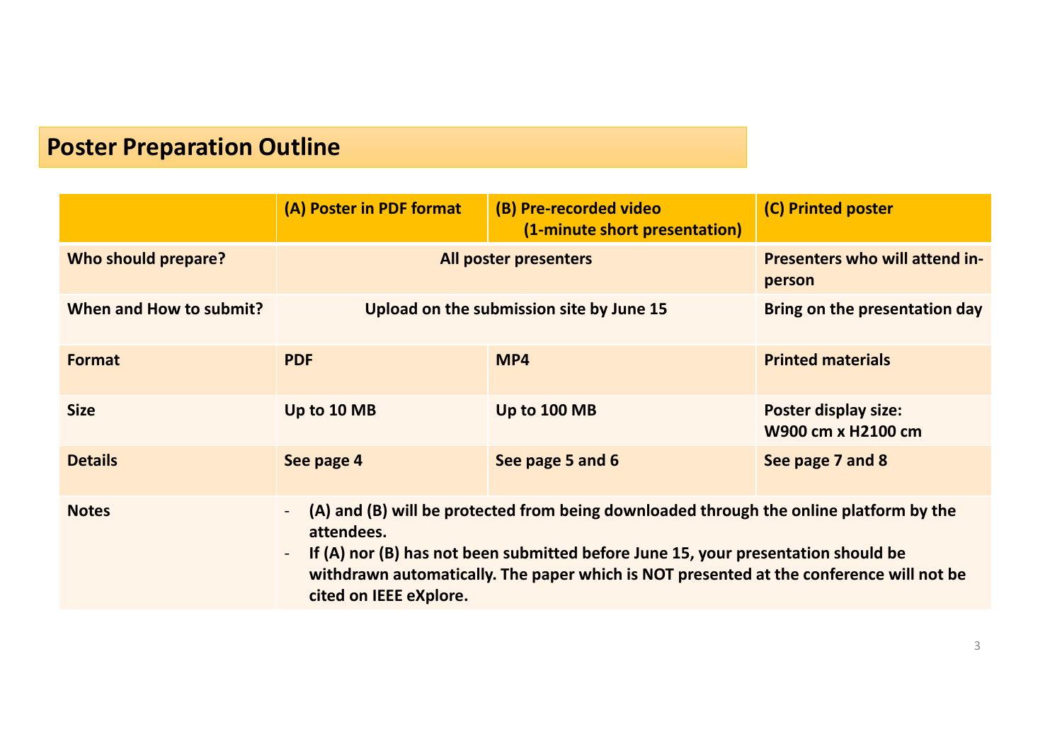## Poster Preparation Outline

| | (A) Poster in PDF format | (B) Pre-recorded video (1-minute short presentation) | (C) Printed poster |
|---|---|---|---|
| **Who should prepare?** | All poster presenters | | Presenters who will attend in-person |
| **When and How to submit?** | Upload on the submission site by June 15 | | Bring on the presentation day |
| **Format** | PDF | MP4 | Printed materials |
| **Size** | Up to 10 MB | Up to 100 MB | Poster display size: W900 cm x H2100 cm |
| **Details** | See page 4 | See page 5 and 6 | See page 7 and 8 |
| **Notes** | - (A) and (B) will be protected from being downloaded through the online platform by the attendees.<br>- If (A) nor (B) has not been submitted before June 15, your presentation should be withdrawn automatically. The paper which is NOT presented at the conference will not be cited on IEEE eXplore. | | |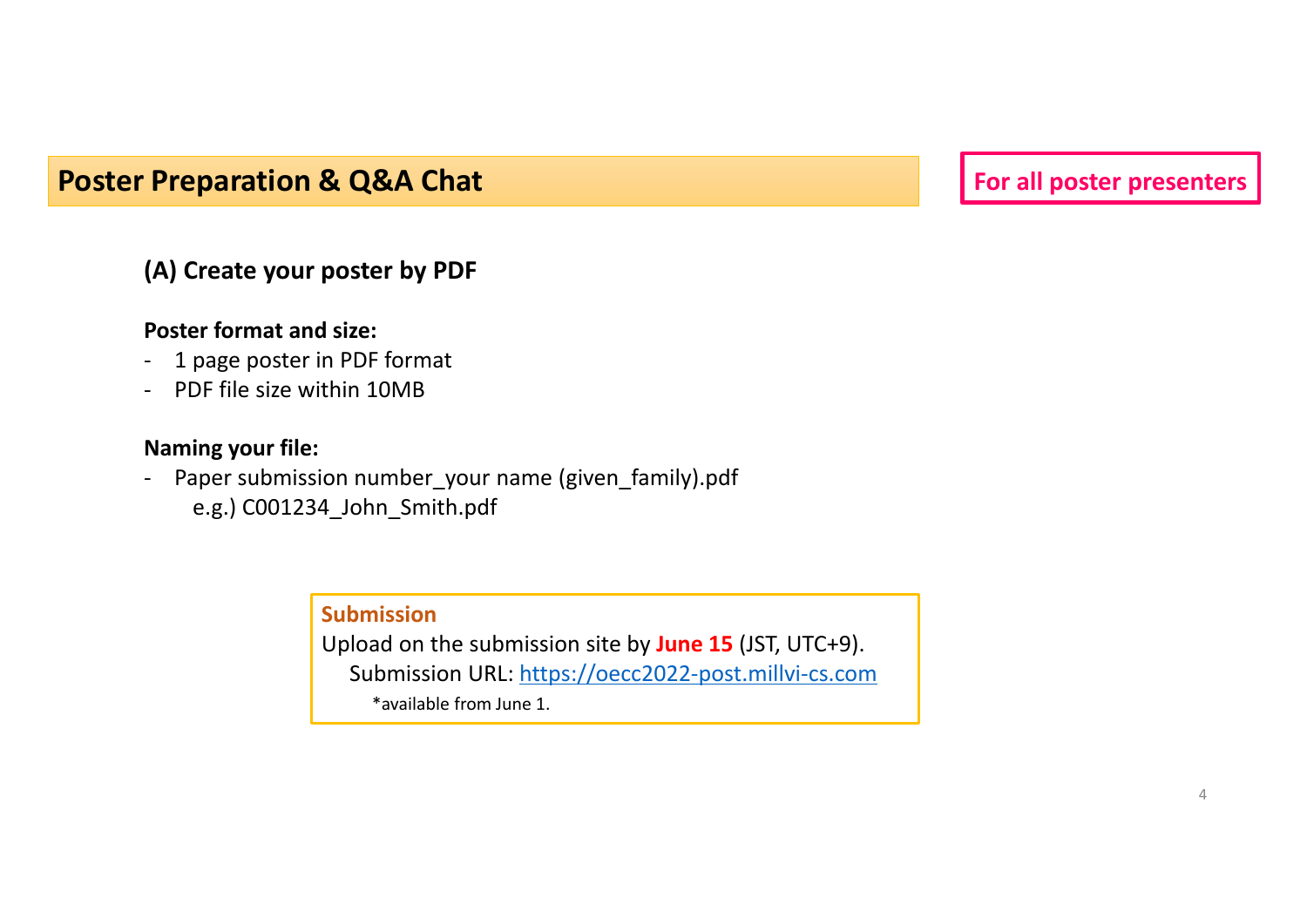## Poster Preparation & Q&A Chat

**For all poster presenters**

### (A) Create your poster by PDF

**Poster format and size:**

- 1 page poster in PDF format
- PDF file size within 10MB

**Naming your file:**

- Paper submission number_your name (given_family).pdf
  e.g.) C001234_John_Smith.pdf

**Submission**

Upload on the submission site by **June 15** (JST, UTC+9).

Submission URL: https://oecc2022-post.millvi-cs.com

*available from June 1.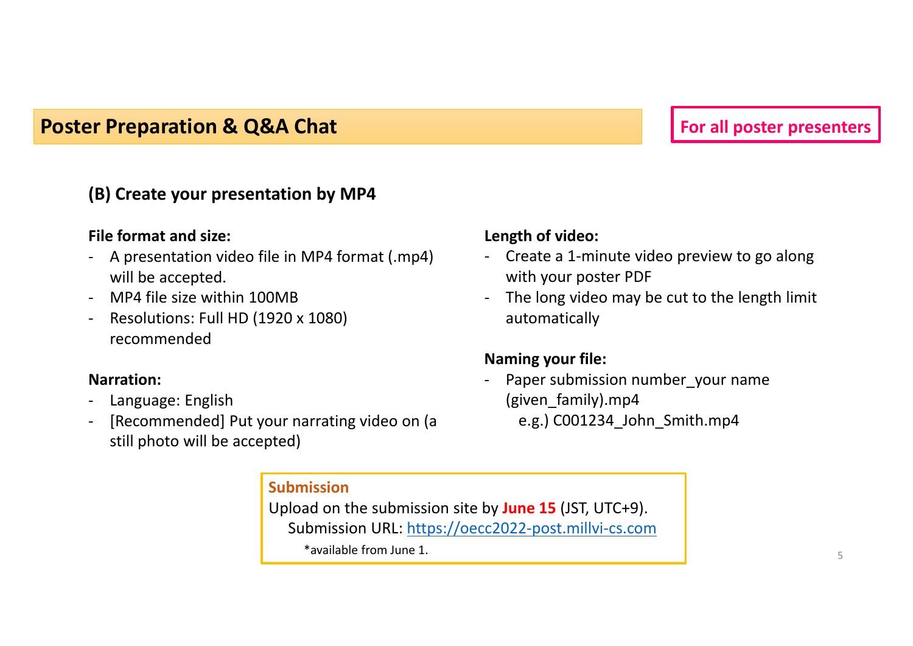## Poster Preparation & Q&A Chat

**For all poster presenters**

### (B) Create your presentation by MP4

**File format and size:**

- A presentation video file in MP4 format (.mp4) will be accepted.
- MP4 file size within 100MB
- Resolutions: Full HD (1920 x 1080) recommended

**Narration:**

- Language: English
- [Recommended] Put your narrating video on (a still photo will be accepted)

**Length of video:**

- Create a 1-minute video preview to go along with your poster PDF
- The long video may be cut to the length limit automatically

**Naming your file:**

- Paper submission number_your name (given_family).mp4
  e.g.) C001234_John_Smith.mp4

**Submission**

Upload on the submission site by **June 15** (JST, UTC+9).

Submission URL: https://oecc2022-post.millvi-cs.com

*available from June 1.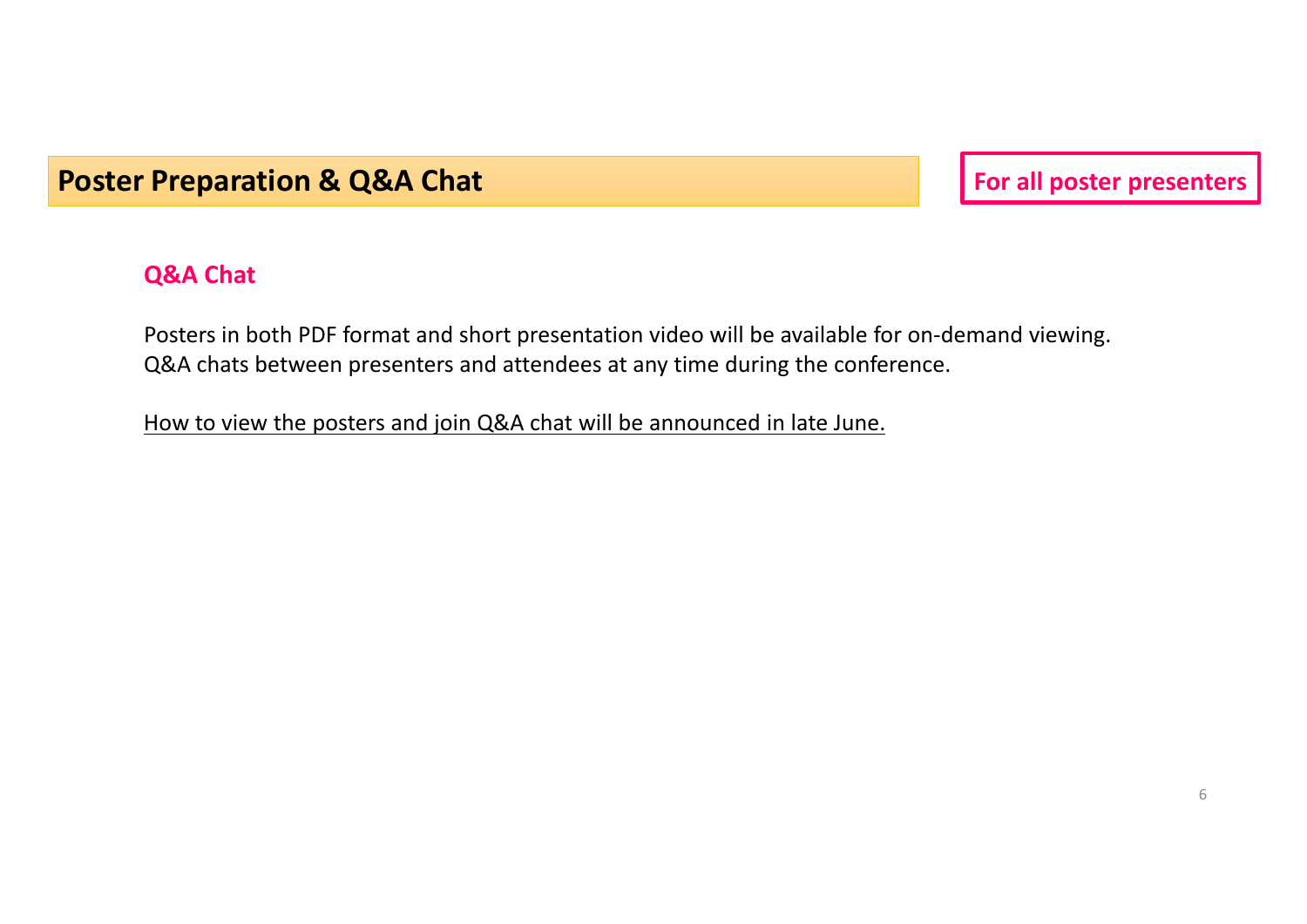## Poster Preparation & Q&A Chat

**For all poster presenters**

### Q&A Chat

Posters in both PDF format and short presentation video will be available for on-demand viewing.
Q&A chats between presenters and attendees at any time during the conference.

How to view the posters and join Q&A chat will be announced in late June.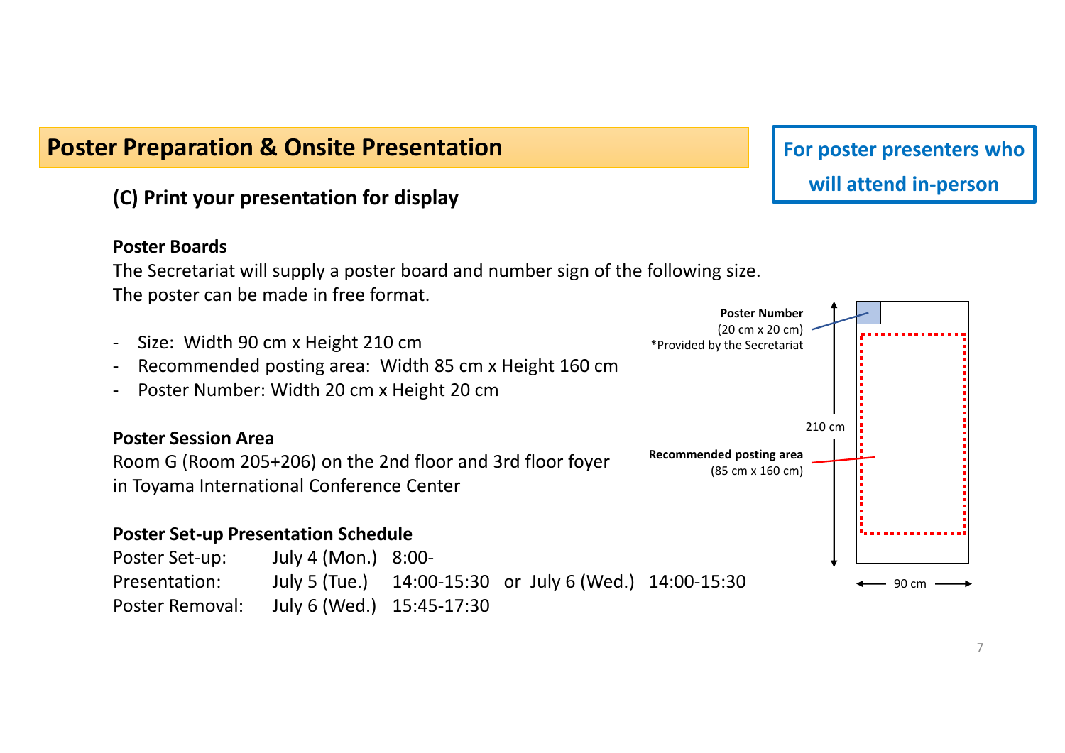## Poster Preparation & Onsite Presentation

**For poster presenters who will attend in-person**

### (C) Print your presentation for display

**Poster Boards**

The Secretariat will supply a poster board and number sign of the following size.
The poster can be made in free format.

- Size: Width 90 cm x Height 210 cm
- Recommended posting area: Width 85 cm x Height 160 cm
- Poster Number: Width 20 cm x Height 20 cm

**Poster Number** (20 cm x 20 cm)
*Provided by the Secretariat

**Recommended posting area** (85 cm x 160 cm)

210 cm

90 cm

**Poster Session Area**

Room G (Room 205+206) on the 2nd floor and 3rd floor foyer in Toyama International Conference Center

**Poster Set-up Presentation Schedule**

| | | |
|---|---|---|
| Poster Set-up: | July 4 (Mon.) | 8:00- |
| Presentation: | July 5 (Tue.) | 14:00-15:30 or July 6 (Wed.) 14:00-15:30 |
| Poster Removal: | July 6 (Wed.) | 15:45-17:30 |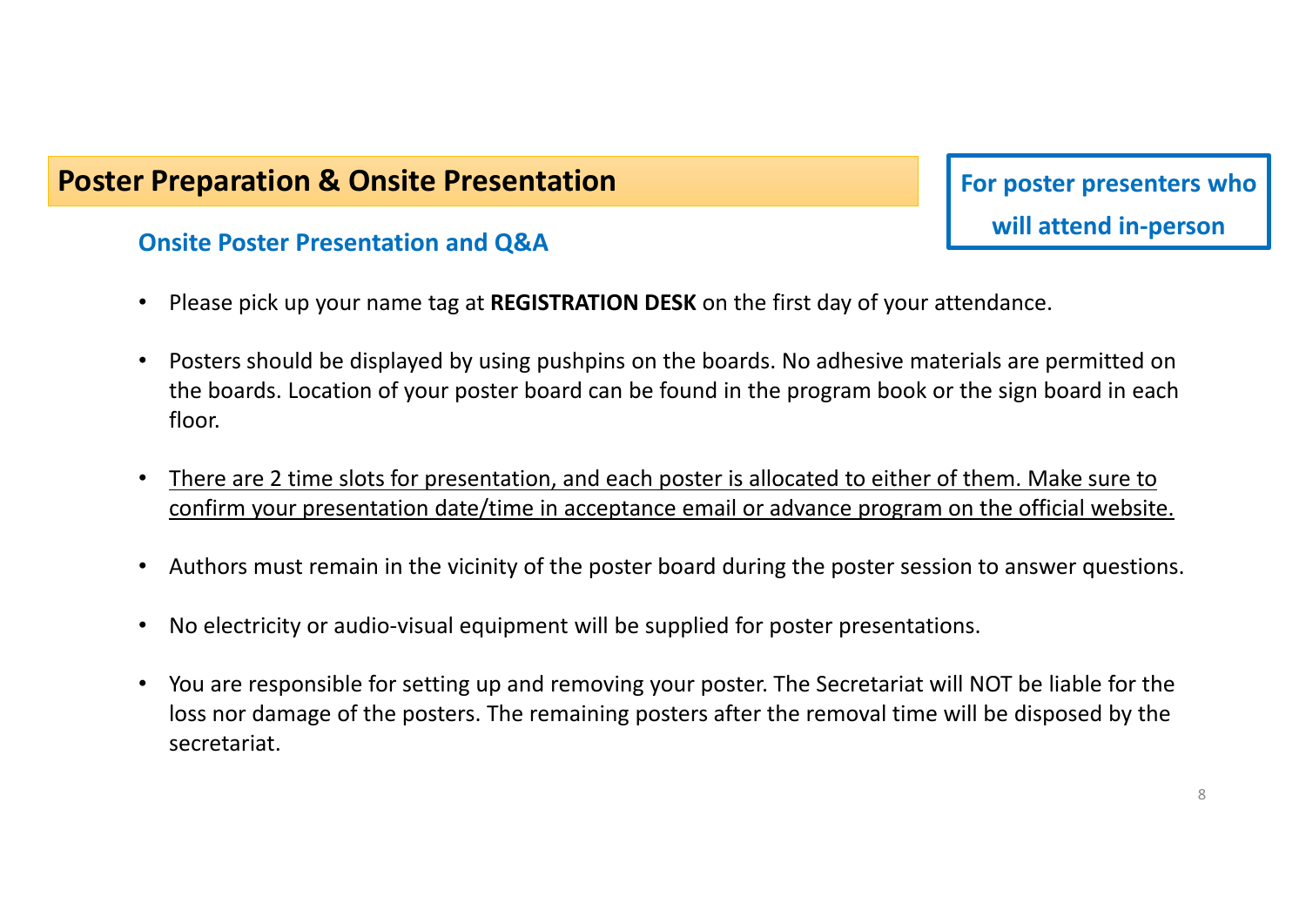## Poster Preparation & Onsite Presentation

**For poster presenters who will attend in-person**

### Onsite Poster Presentation and Q&A

- Please pick up your name tag at **REGISTRATION DESK** on the first day of your attendance.
- Posters should be displayed by using pushpins on the boards. No adhesive materials are permitted on the boards. Location of your poster board can be found in the program book or the sign board in each floor.
- <u>There are 2 time slots for presentation, and each poster is allocated to either of them. Make sure to confirm your presentation date/time in acceptance email or advance program on the official website.</u>
- Authors must remain in the vicinity of the poster board during the poster session to answer questions.
- No electricity or audio-visual equipment will be supplied for poster presentations.
- You are responsible for setting up and removing your poster. The Secretariat will NOT be liable for the loss nor damage of the posters. The remaining posters after the removal time will be disposed by the secretariat.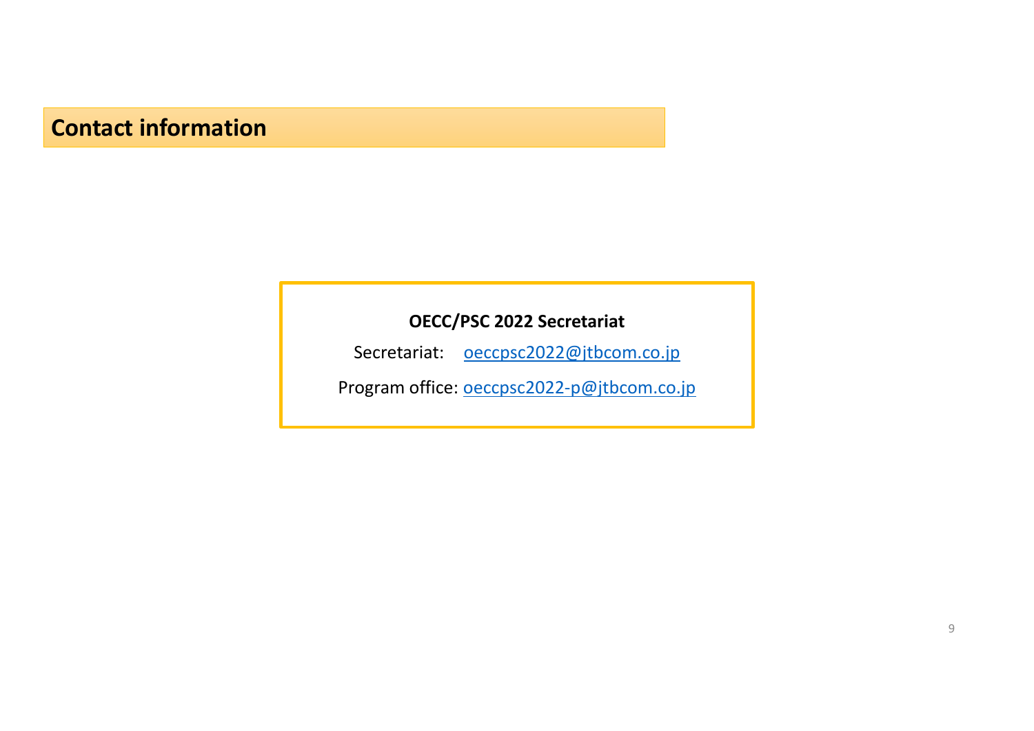## Contact information

**OECC/PSC 2022 Secretariat**

Secretariat: oeccpsc2022@jtbcom.co.jp

Program office: oeccpsc2022-p@jtbcom.co.jp